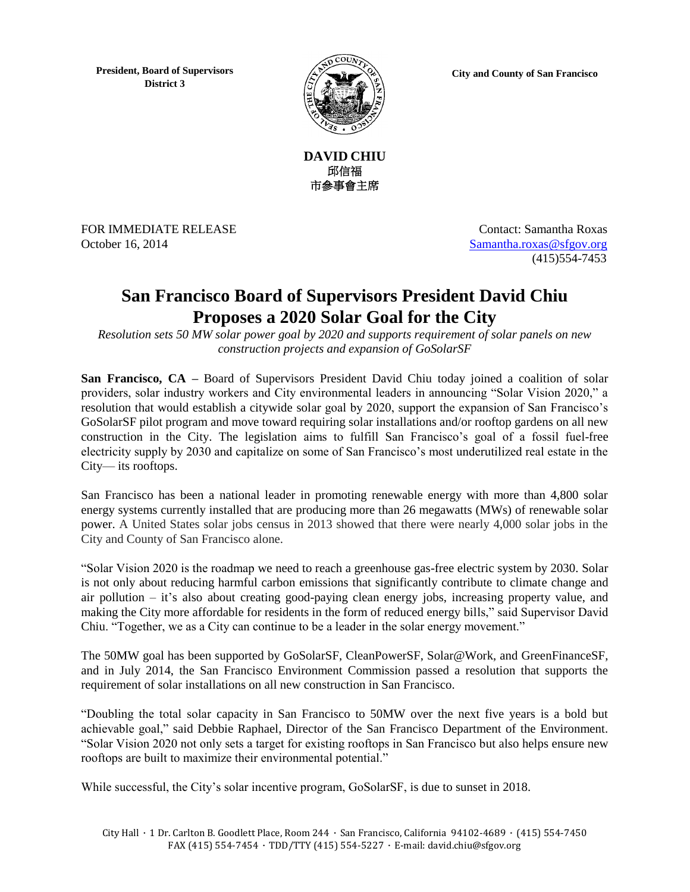**President, Board of Supervisors**
**District 3**

**City and County of San Francisco**

**DAVID CHIU**
**邱信福**
**市參事會主席**

FOR IMMEDIATE RELEASE
October 16, 2014

Contact: Samantha Roxas
Samantha.roxas@sfgov.org
(415)554-7453

# San Francisco Board of Supervisors President David Chiu Proposes a 2020 Solar Goal for the City

*Resolution sets 50 MW solar power goal by 2020 and supports requirement of solar panels on new construction projects and expansion of GoSolarSF*

**San Francisco, CA –** Board of Supervisors President David Chiu today joined a coalition of solar providers, solar industry workers and City environmental leaders in announcing "Solar Vision 2020," a resolution that would establish a citywide solar goal by 2020, support the expansion of San Francisco's GoSolarSF pilot program and move toward requiring solar installations and/or rooftop gardens on all new construction in the City. The legislation aims to fulfill San Francisco's goal of a fossil fuel-free electricity supply by 2030 and capitalize on some of San Francisco's most underutilized real estate in the City— its rooftops.

San Francisco has been a national leader in promoting renewable energy with more than 4,800 solar energy systems currently installed that are producing more than 26 megawatts (MWs) of renewable solar power. A United States solar jobs census in 2013 showed that there were nearly 4,000 solar jobs in the City and County of San Francisco alone.

"Solar Vision 2020 is the roadmap we need to reach a greenhouse gas-free electric system by 2030. Solar is not only about reducing harmful carbon emissions that significantly contribute to climate change and air pollution – it's also about creating good-paying clean energy jobs, increasing property value, and making the City more affordable for residents in the form of reduced energy bills," said Supervisor David Chiu. "Together, we as a City can continue to be a leader in the solar energy movement."

The 50MW goal has been supported by GoSolarSF, CleanPowerSF, Solar@Work, and GreenFinanceSF, and in July 2014, the San Francisco Environment Commission passed a resolution that supports the requirement of solar installations on all new construction in San Francisco.

"Doubling the total solar capacity in San Francisco to 50MW over the next five years is a bold but achievable goal," said Debbie Raphael, Director of the San Francisco Department of the Environment. "Solar Vision 2020 not only sets a target for existing rooftops in San Francisco but also helps ensure new rooftops are built to maximize their environmental potential."

While successful, the City's solar incentive program, GoSolarSF, is due to sunset in 2018.

City Hall · 1 Dr. Carlton B. Goodlett Place, Room 244 · San Francisco, California 94102-4689 · (415) 554-7450
FAX (415) 554-7454 · TDD/TTY (415) 554-5227 · E-mail: david.chiu@sfgov.org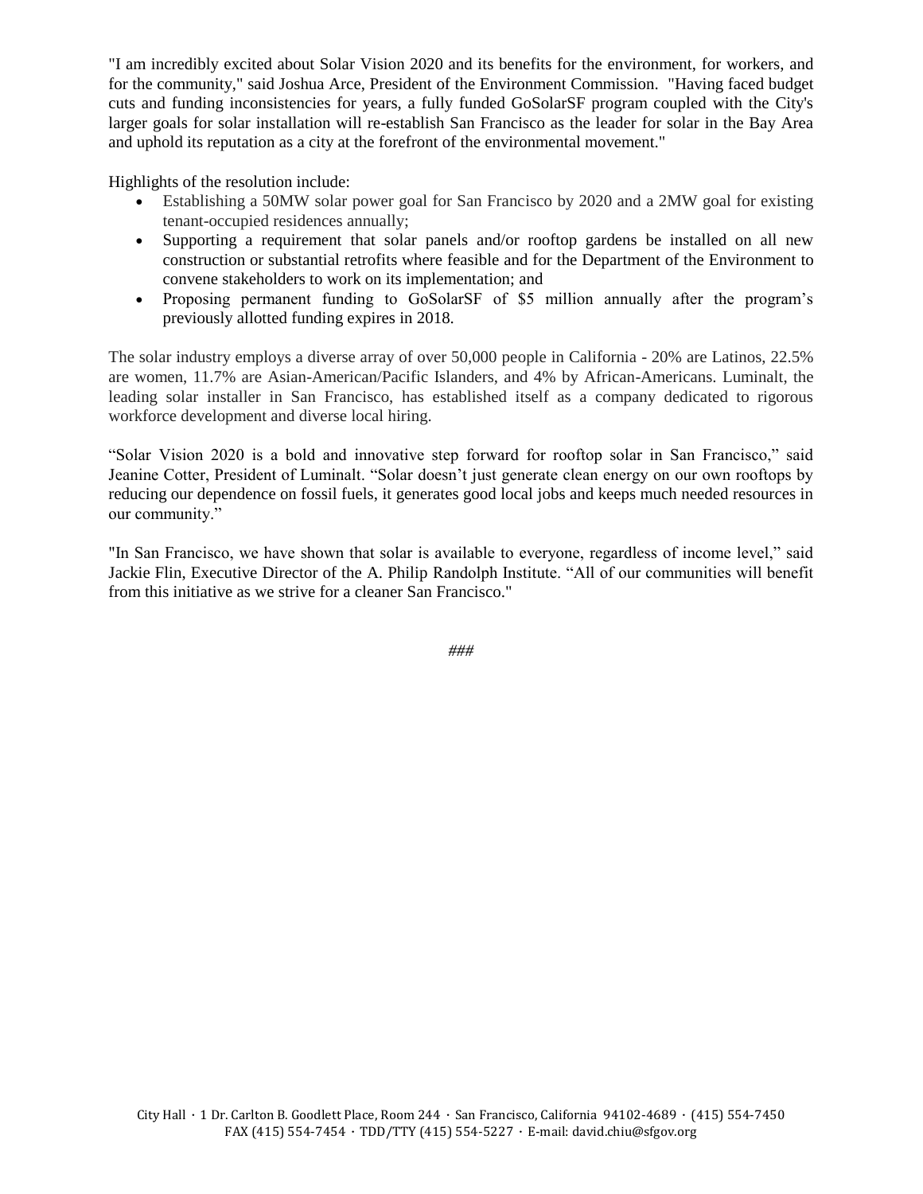"I am incredibly excited about Solar Vision 2020 and its benefits for the environment, for workers, and for the community," said Joshua Arce, President of the Environment Commission. "Having faced budget cuts and funding inconsistencies for years, a fully funded GoSolarSF program coupled with the City's larger goals for solar installation will re-establish San Francisco as the leader for solar in the Bay Area and uphold its reputation as a city at the forefront of the environmental movement."

Highlights of the resolution include:

- Establishing a 50MW solar power goal for San Francisco by 2020 and a 2MW goal for existing tenant-occupied residences annually;
- Supporting a requirement that solar panels and/or rooftop gardens be installed on all new construction or substantial retrofits where feasible and for the Department of the Environment to convene stakeholders to work on its implementation; and
- Proposing permanent funding to GoSolarSF of $5 million annually after the program's previously allotted funding expires in 2018.

The solar industry employs a diverse array of over 50,000 people in California - 20% are Latinos, 22.5% are women, 11.7% are Asian-American/Pacific Islanders, and 4% by African-Americans. Luminalt, the leading solar installer in San Francisco, has established itself as a company dedicated to rigorous workforce development and diverse local hiring.

"Solar Vision 2020 is a bold and innovative step forward for rooftop solar in San Francisco," said Jeanine Cotter, President of Luminalt. "Solar doesn't just generate clean energy on our own rooftops by reducing our dependence on fossil fuels, it generates good local jobs and keeps much needed resources in our community."

"In San Francisco, we have shown that solar is available to everyone, regardless of income level," said Jackie Flin, Executive Director of the A. Philip Randolph Institute. "All of our communities will benefit from this initiative as we strive for a cleaner San Francisco."

###

City Hall · 1 Dr. Carlton B. Goodlett Place, Room 244 · San Francisco, California 94102-4689 · (415) 554-7450
FAX (415) 554-7454 · TDD/TTY (415) 554-5227 · E-mail: david.chiu@sfgov.org